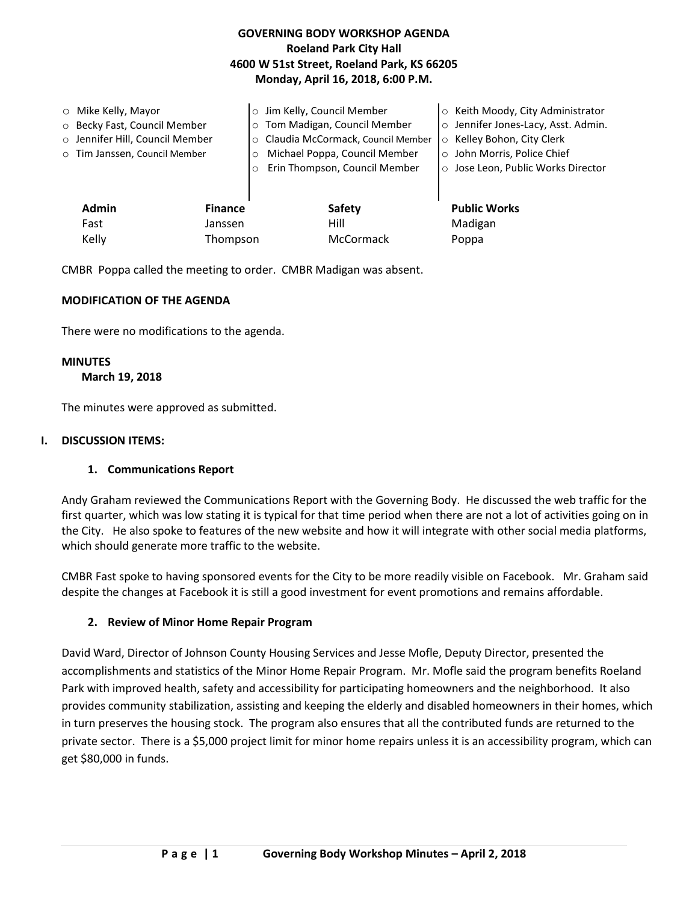**GOVERNING BODY WORKSHOP AGENDA**
**Roeland Park City Hall**
**4600 W 51st Street, Roeland Park, KS 66205**
**Monday, April 16, 2018, 6:00 P.M.**

- Mike Kelly, Mayor
- Becky Fast, Council Member
- Jennifer Hill, Council Member
- Tim Janssen, Council Member
- Jim Kelly, Council Member
- Tom Madigan, Council Member
- Claudia McCormack, Council Member
- Michael Poppa, Council Member
- Erin Thompson, Council Member
- Keith Moody, City Administrator
- Jennifer Jones-Lacy, Asst. Admin.
- Kelley Bohon, City Clerk
- John Morris, Police Chief
- Jose Leon, Public Works Director

| Admin | Finance | Safety | Public Works |
| --- | --- | --- | --- |
| Fast | Janssen | Hill | Madigan |
| Kelly | Thompson | McCormack | Poppa |

CMBR Poppa called the meeting to order. CMBR Madigan was absent.

**MODIFICATION OF THE AGENDA**

There were no modifications to the agenda.

**MINUTES**
**March 19, 2018**

The minutes were approved as submitted.

**I. DISCUSSION ITEMS:**

**1. Communications Report**

Andy Graham reviewed the Communications Report with the Governing Body. He discussed the web traffic for the first quarter, which was low stating it is typical for that time period when there are not a lot of activities going on in the City. He also spoke to features of the new website and how it will integrate with other social media platforms, which should generate more traffic to the website.

CMBR Fast spoke to having sponsored events for the City to be more readily visible on Facebook. Mr. Graham said despite the changes at Facebook it is still a good investment for event promotions and remains affordable.

**2. Review of Minor Home Repair Program**

David Ward, Director of Johnson County Housing Services and Jesse Mofle, Deputy Director, presented the accomplishments and statistics of the Minor Home Repair Program. Mr. Mofle said the program benefits Roeland Park with improved health, safety and accessibility for participating homeowners and the neighborhood. It also provides community stabilization, assisting and keeping the elderly and disabled homeowners in their homes, which in turn preserves the housing stock. The program also ensures that all the contributed funds are returned to the private sector. There is a $5,000 project limit for minor home repairs unless it is an accessibility program, which can get $80,000 in funds.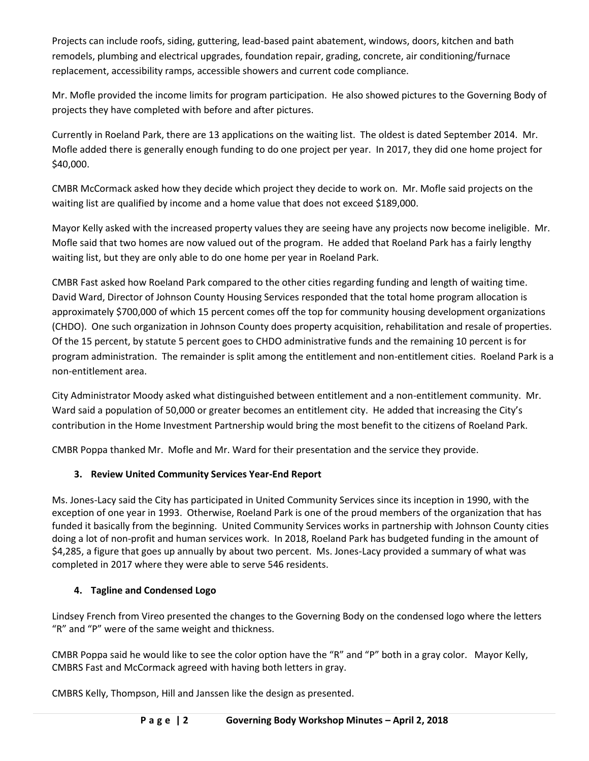Projects can include roofs, siding, guttering, lead-based paint abatement, windows, doors, kitchen and bath remodels, plumbing and electrical upgrades, foundation repair, grading, concrete, air conditioning/furnace replacement, accessibility ramps, accessible showers and current code compliance.

Mr. Mofle provided the income limits for program participation. He also showed pictures to the Governing Body of projects they have completed with before and after pictures.

Currently in Roeland Park, there are 13 applications on the waiting list. The oldest is dated September 2014. Mr. Mofle added there is generally enough funding to do one project per year. In 2017, they did one home project for $40,000.

CMBR McCormack asked how they decide which project they decide to work on. Mr. Mofle said projects on the waiting list are qualified by income and a home value that does not exceed $189,000.

Mayor Kelly asked with the increased property values they are seeing have any projects now become ineligible. Mr. Mofle said that two homes are now valued out of the program. He added that Roeland Park has a fairly lengthy waiting list, but they are only able to do one home per year in Roeland Park.

CMBR Fast asked how Roeland Park compared to the other cities regarding funding and length of waiting time. David Ward, Director of Johnson County Housing Services responded that the total home program allocation is approximately $700,000 of which 15 percent comes off the top for community housing development organizations (CHDO). One such organization in Johnson County does property acquisition, rehabilitation and resale of properties. Of the 15 percent, by statute 5 percent goes to CHDO administrative funds and the remaining 10 percent is for program administration. The remainder is split among the entitlement and non-entitlement cities. Roeland Park is a non-entitlement area.

City Administrator Moody asked what distinguished between entitlement and a non-entitlement community. Mr. Ward said a population of 50,000 or greater becomes an entitlement city. He added that increasing the City's contribution in the Home Investment Partnership would bring the most benefit to the citizens of Roeland Park.

CMBR Poppa thanked Mr. Mofle and Mr. Ward for their presentation and the service they provide.

### 3. Review United Community Services Year-End Report

Ms. Jones-Lacy said the City has participated in United Community Services since its inception in 1990, with the exception of one year in 1993. Otherwise, Roeland Park is one of the proud members of the organization that has funded it basically from the beginning. United Community Services works in partnership with Johnson County cities doing a lot of non-profit and human services work. In 2018, Roeland Park has budgeted funding in the amount of $4,285, a figure that goes up annually by about two percent. Ms. Jones-Lacy provided a summary of what was completed in 2017 where they were able to serve 546 residents.

### 4. Tagline and Condensed Logo

Lindsey French from Vireo presented the changes to the Governing Body on the condensed logo where the letters "R" and "P" were of the same weight and thickness.

CMBR Poppa said he would like to see the color option have the "R" and "P" both in a gray color. Mayor Kelly, CMBRS Fast and McCormack agreed with having both letters in gray.

CMBRS Kelly, Thompson, Hill and Janssen like the design as presented.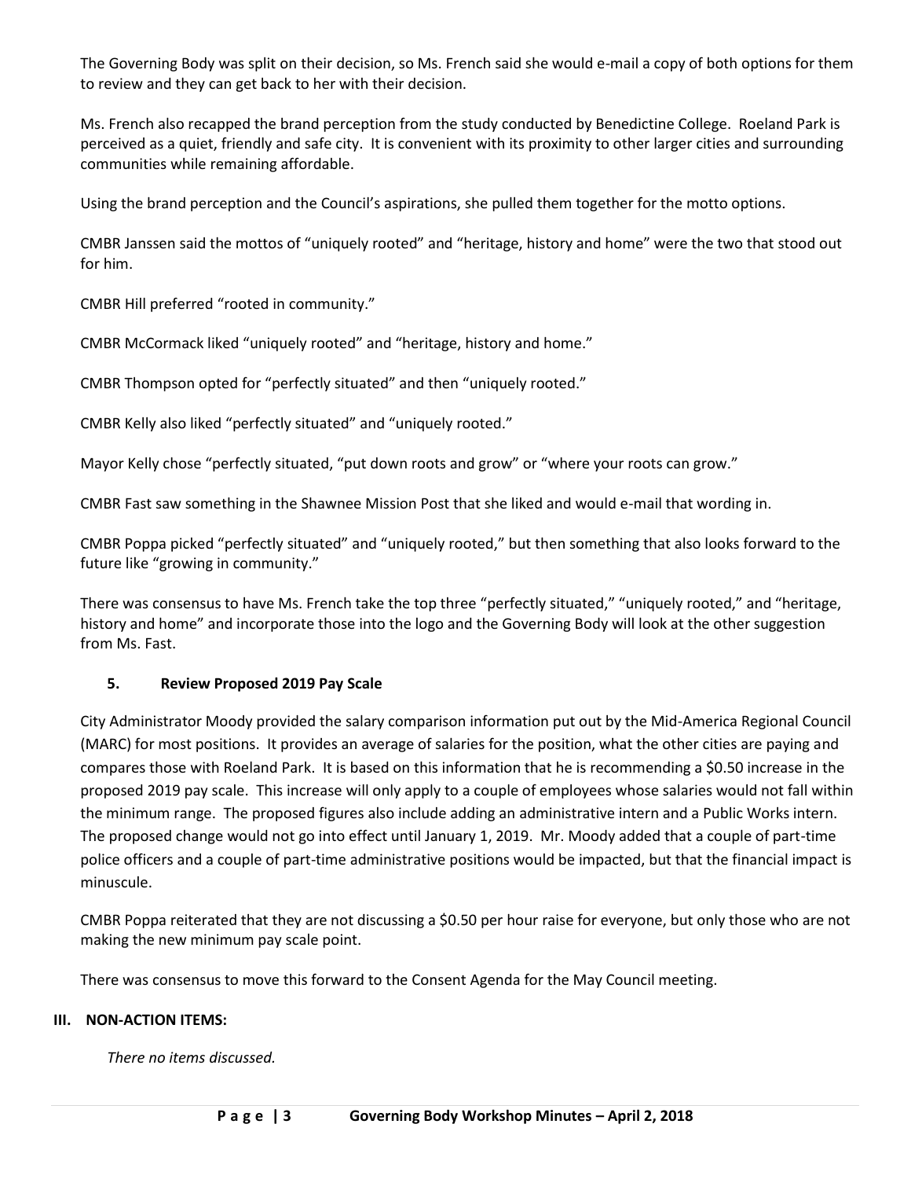The Governing Body was split on their decision, so Ms. French said she would e-mail a copy of both options for them to review and they can get back to her with their decision.

Ms. French also recapped the brand perception from the study conducted by Benedictine College. Roeland Park is perceived as a quiet, friendly and safe city. It is convenient with its proximity to other larger cities and surrounding communities while remaining affordable.

Using the brand perception and the Council's aspirations, she pulled them together for the motto options.

CMBR Janssen said the mottos of "uniquely rooted" and "heritage, history and home" were the two that stood out for him.

CMBR Hill preferred "rooted in community."

CMBR McCormack liked "uniquely rooted" and "heritage, history and home."

CMBR Thompson opted for "perfectly situated" and then "uniquely rooted."

CMBR Kelly also liked "perfectly situated" and "uniquely rooted."

Mayor Kelly chose "perfectly situated, "put down roots and grow" or "where your roots can grow."

CMBR Fast saw something in the Shawnee Mission Post that she liked and would e-mail that wording in.

CMBR Poppa picked "perfectly situated" and "uniquely rooted," but then something that also looks forward to the future like "growing in community."

There was consensus to have Ms. French take the top three "perfectly situated," "uniquely rooted," and "heritage, history and home" and incorporate those into the logo and the Governing Body will look at the other suggestion from Ms. Fast.

### 5. Review Proposed 2019 Pay Scale

City Administrator Moody provided the salary comparison information put out by the Mid-America Regional Council (MARC) for most positions. It provides an average of salaries for the position, what the other cities are paying and compares those with Roeland Park. It is based on this information that he is recommending a $0.50 increase in the proposed 2019 pay scale. This increase will only apply to a couple of employees whose salaries would not fall within the minimum range. The proposed figures also include adding an administrative intern and a Public Works intern. The proposed change would not go into effect until January 1, 2019. Mr. Moody added that a couple of part-time police officers and a couple of part-time administrative positions would be impacted, but that the financial impact is minuscule.

CMBR Poppa reiterated that they are not discussing a $0.50 per hour raise for everyone, but only those who are not making the new minimum pay scale point.

There was consensus to move this forward to the Consent Agenda for the May Council meeting.

## III. NON-ACTION ITEMS:

*There no items discussed.*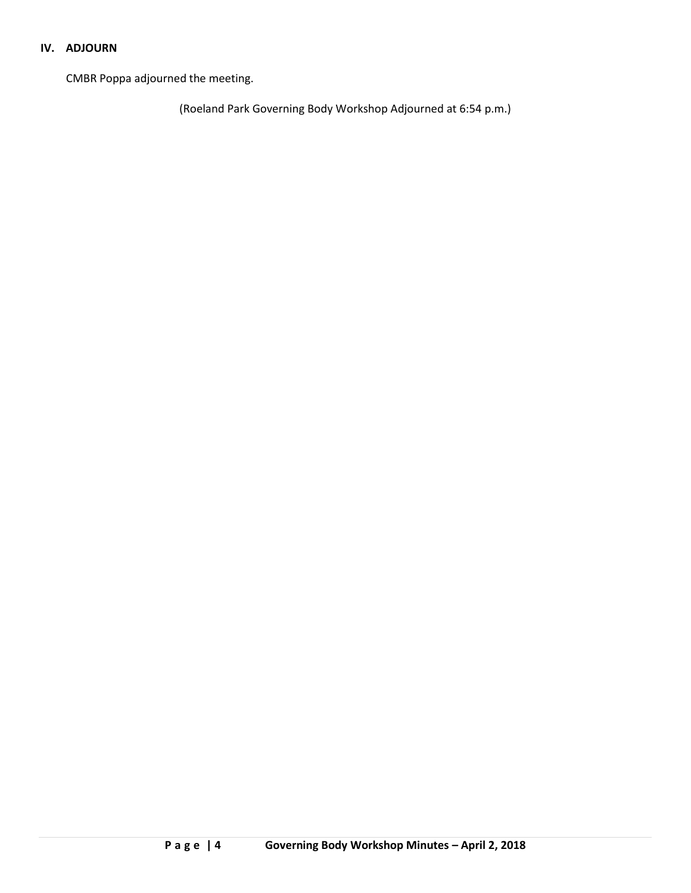## IV. ADJOURN

CMBR Poppa adjourned the meeting.

(Roeland Park Governing Body Workshop Adjourned at 6:54 p.m.)